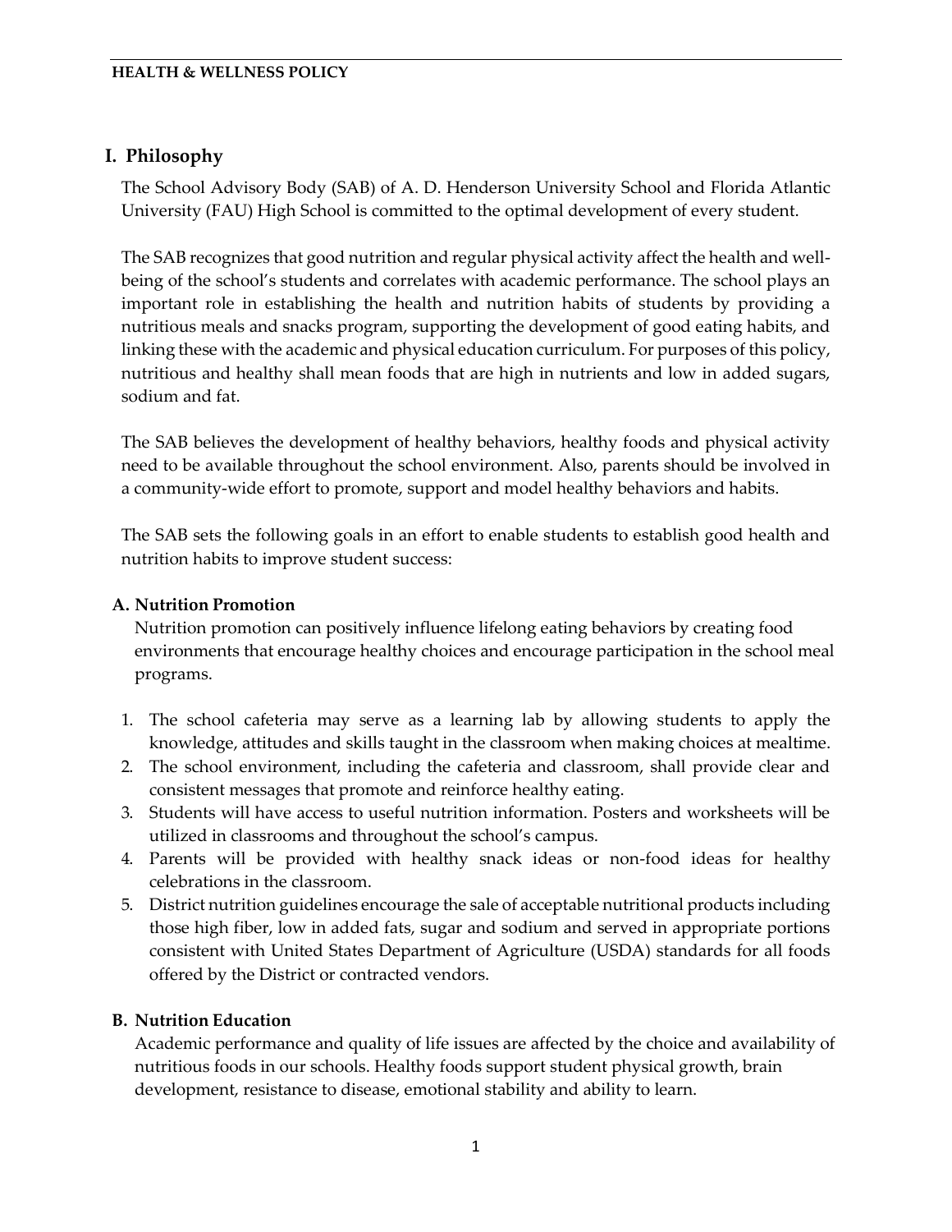# HEALTH & WELLNESS POLICY

## I. Philosophy

The School Advisory Body (SAB) of A. D. Henderson University School and Florida Atlantic University (FAU) High School is committed to the optimal development of every student.

The SAB recognizes that good nutrition and regular physical activity affect the health and well-being of the school's students and correlates with academic performance. The school plays an important role in establishing the health and nutrition habits of students by providing a nutritious meals and snacks program, supporting the development of good eating habits, and linking these with the academic and physical education curriculum. For purposes of this policy, nutritious and healthy shall mean foods that are high in nutrients and low in added sugars, sodium and fat.

The SAB believes the development of healthy behaviors, healthy foods and physical activity need to be available throughout the school environment. Also, parents should be involved in a community-wide effort to promote, support and model healthy behaviors and habits.

The SAB sets the following goals in an effort to enable students to establish good health and nutrition habits to improve student success:

### A. Nutrition Promotion

Nutrition promotion can positively influence lifelong eating behaviors by creating food environments that encourage healthy choices and encourage participation in the school meal programs.

1. The school cafeteria may serve as a learning lab by allowing students to apply the knowledge, attitudes and skills taught in the classroom when making choices at mealtime.
2. The school environment, including the cafeteria and classroom, shall provide clear and consistent messages that promote and reinforce healthy eating.
3. Students will have access to useful nutrition information. Posters and worksheets will be utilized in classrooms and throughout the school's campus.
4. Parents will be provided with healthy snack ideas or non-food ideas for healthy celebrations in the classroom.
5. District nutrition guidelines encourage the sale of acceptable nutritional products including those high fiber, low in added fats, sugar and sodium and served in appropriate portions consistent with United States Department of Agriculture (USDA) standards for all foods offered by the District or contracted vendors.

### B. Nutrition Education

Academic performance and quality of life issues are affected by the choice and availability of nutritious foods in our schools. Healthy foods support student physical growth, brain development, resistance to disease, emotional stability and ability to learn.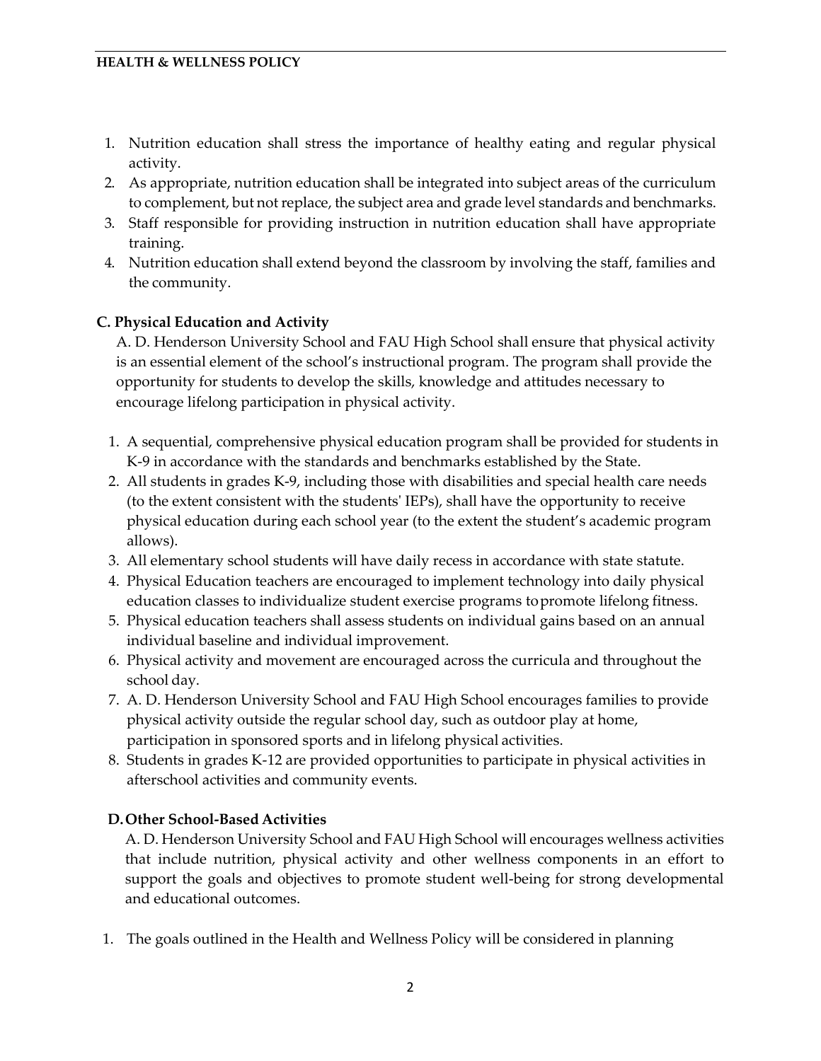1. Nutrition education shall stress the importance of healthy eating and regular physical activity.
2. As appropriate, nutrition education shall be integrated into subject areas of the curriculum to complement, but not replace, the subject area and grade level standards and benchmarks.
3. Staff responsible for providing instruction in nutrition education shall have appropriate training.
4. Nutrition education shall extend beyond the classroom by involving the staff, families and the community.

### C. Physical Education and Activity

A. D. Henderson University School and FAU High School shall ensure that physical activity is an essential element of the school's instructional program. The program shall provide the opportunity for students to develop the skills, knowledge and attitudes necessary to encourage lifelong participation in physical activity.

1. A sequential, comprehensive physical education program shall be provided for students in K-9 in accordance with the standards and benchmarks established by the State.
2. All students in grades K-9, including those with disabilities and special health care needs (to the extent consistent with the students' IEPs), shall have the opportunity to receive physical education during each school year (to the extent the student's academic program allows).
3. All elementary school students will have daily recess in accordance with state statute.
4. Physical Education teachers are encouraged to implement technology into daily physical education classes to individualize student exercise programs to promote lifelong fitness.
5. Physical education teachers shall assess students on individual gains based on an annual individual baseline and individual improvement.
6. Physical activity and movement are encouraged across the curricula and throughout the school day.
7. A. D. Henderson University School and FAU High School encourages families to provide physical activity outside the regular school day, such as outdoor play at home, participation in sponsored sports and in lifelong physical activities.
8. Students in grades K-12 are provided opportunities to participate in physical activities in afterschool activities and community events.

### D. Other School-Based Activities

A. D. Henderson University School and FAU High School will encourages wellness activities that include nutrition, physical activity and other wellness components in an effort to support the goals and objectives to promote student well-being for strong developmental and educational outcomes.

1. The goals outlined in the Health and Wellness Policy will be considered in planning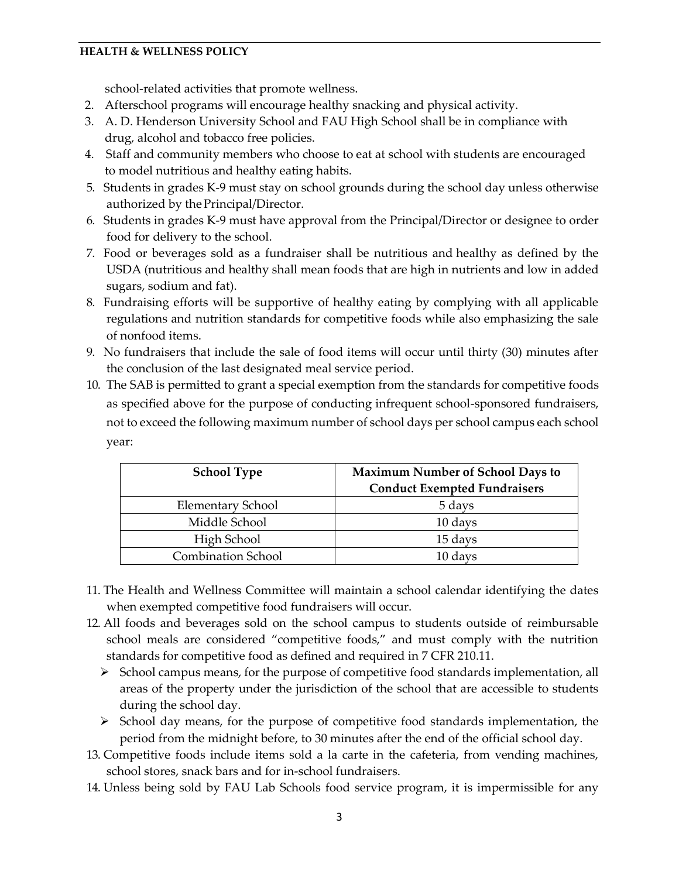school-related activities that promote wellness.

2. Afterschool programs will encourage healthy snacking and physical activity.
3. A. D. Henderson University School and FAU High School shall be in compliance with drug, alcohol and tobacco free policies.
4. Staff and community members who choose to eat at school with students are encouraged to model nutritious and healthy eating habits.
5. Students in grades K-9 must stay on school grounds during the school day unless otherwise authorized by the Principal/Director.
6. Students in grades K-9 must have approval from the Principal/Director or designee to order food for delivery to the school.
7. Food or beverages sold as a fundraiser shall be nutritious and healthy as defined by the USDA (nutritious and healthy shall mean foods that are high in nutrients and low in added sugars, sodium and fat).
8. Fundraising efforts will be supportive of healthy eating by complying with all applicable regulations and nutrition standards for competitive foods while also emphasizing the sale of nonfood items.
9. No fundraisers that include the sale of food items will occur until thirty (30) minutes after the conclusion of the last designated meal service period.
10. The SAB is permitted to grant a special exemption from the standards for competitive foods as specified above for the purpose of conducting infrequent school-sponsored fundraisers, not to exceed the following maximum number of school days per school campus each school year:

| School Type | Maximum Number of School Days to Conduct Exempted Fundraisers |
|---|---|
| Elementary School | 5 days |
| Middle School | 10 days |
| High School | 15 days |
| Combination School | 10 days |

11. The Health and Wellness Committee will maintain a school calendar identifying the dates when exempted competitive food fundraisers will occur.
12. All foods and beverages sold on the school campus to students outside of reimbursable school meals are considered "competitive foods," and must comply with the nutrition standards for competitive food as defined and required in 7 CFR 210.11.
    - School campus means, for the purpose of competitive food standards implementation, all areas of the property under the jurisdiction of the school that are accessible to students during the school day.
    - School day means, for the purpose of competitive food standards implementation, the period from the midnight before, to 30 minutes after the end of the official school day.
13. Competitive foods include items sold a la carte in the cafeteria, from vending machines, school stores, snack bars and for in-school fundraisers.
14. Unless being sold by FAU Lab Schools food service program, it is impermissible for any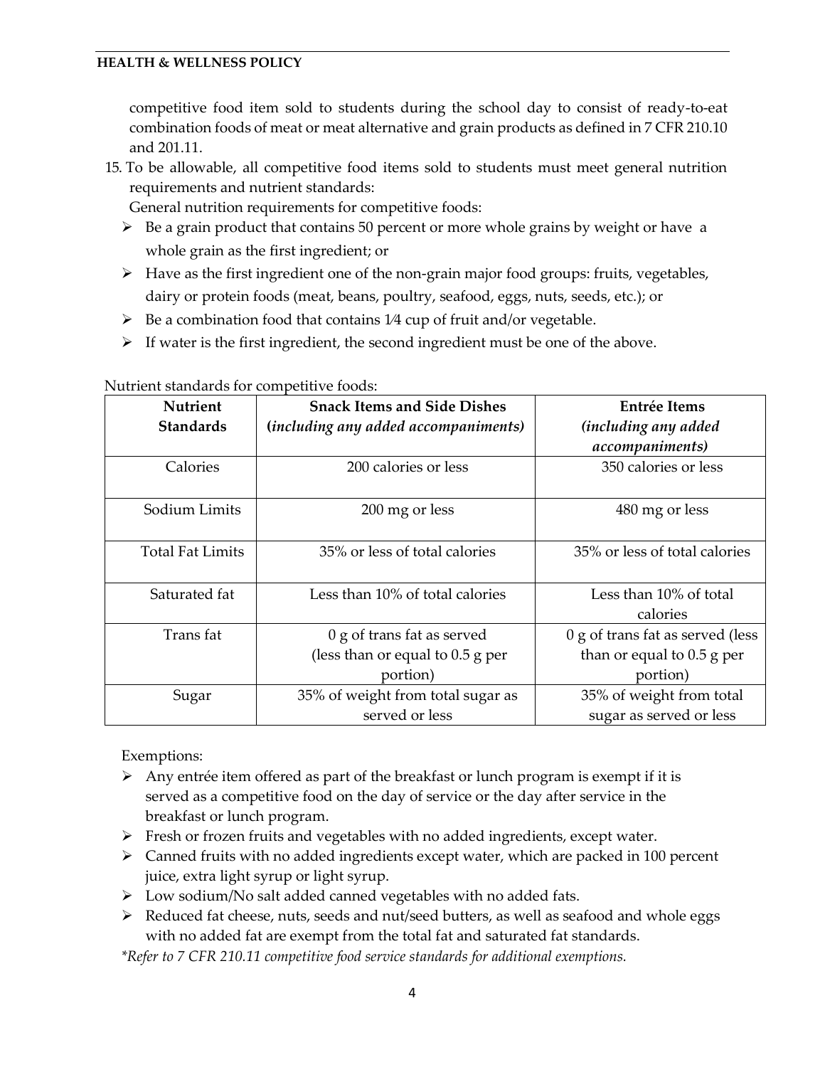competitive food item sold to students during the school day to consist of ready-to-eat combination foods of meat or meat alternative and grain products as defined in 7 CFR 210.10 and 201.11.

15. To be allowable, all competitive food items sold to students must meet general nutrition requirements and nutrient standards:

    General nutrition requirements for competitive foods:

    - Be a grain product that contains 50 percent or more whole grains by weight or have a whole grain as the first ingredient; or
    - Have as the first ingredient one of the non-grain major food groups: fruits, vegetables, dairy or protein foods (meat, beans, poultry, seafood, eggs, nuts, seeds, etc.); or
    - Be a combination food that contains 1⁄4 cup of fruit and/or vegetable.
    - If water is the first ingredient, the second ingredient must be one of the above.

Nutrient standards for competitive foods:

| Nutrient Standards | Snack Items and Side Dishes (*including any added accompaniments*) | Entrée Items (*including any added accompaniments*) |
|---|---|---|
| Calories | 200 calories or less | 350 calories or less |
| Sodium Limits | 200 mg or less | 480 mg or less |
| Total Fat Limits | 35% or less of total calories | 35% or less of total calories |
| Saturated fat | Less than 10% of total calories | Less than 10% of total calories |
| Trans fat | 0 g of trans fat as served (less than or equal to 0.5 g per portion) | 0 g of trans fat as served (less than or equal to 0.5 g per portion) |
| Sugar | 35% of weight from total sugar as served or less | 35% of weight from total sugar as served or less |

Exemptions:

- Any entrée item offered as part of the breakfast or lunch program is exempt if it is served as a competitive food on the day of service or the day after service in the breakfast or lunch program.
- Fresh or frozen fruits and vegetables with no added ingredients, except water.
- Canned fruits with no added ingredients except water, which are packed in 100 percent juice, extra light syrup or light syrup.
- Low sodium/No salt added canned vegetables with no added fats.
- Reduced fat cheese, nuts, seeds and nut/seed butters, as well as seafood and whole eggs with no added fat are exempt from the total fat and saturated fat standards.

*\*Refer to 7 CFR 210.11 competitive food service standards for additional exemptions.*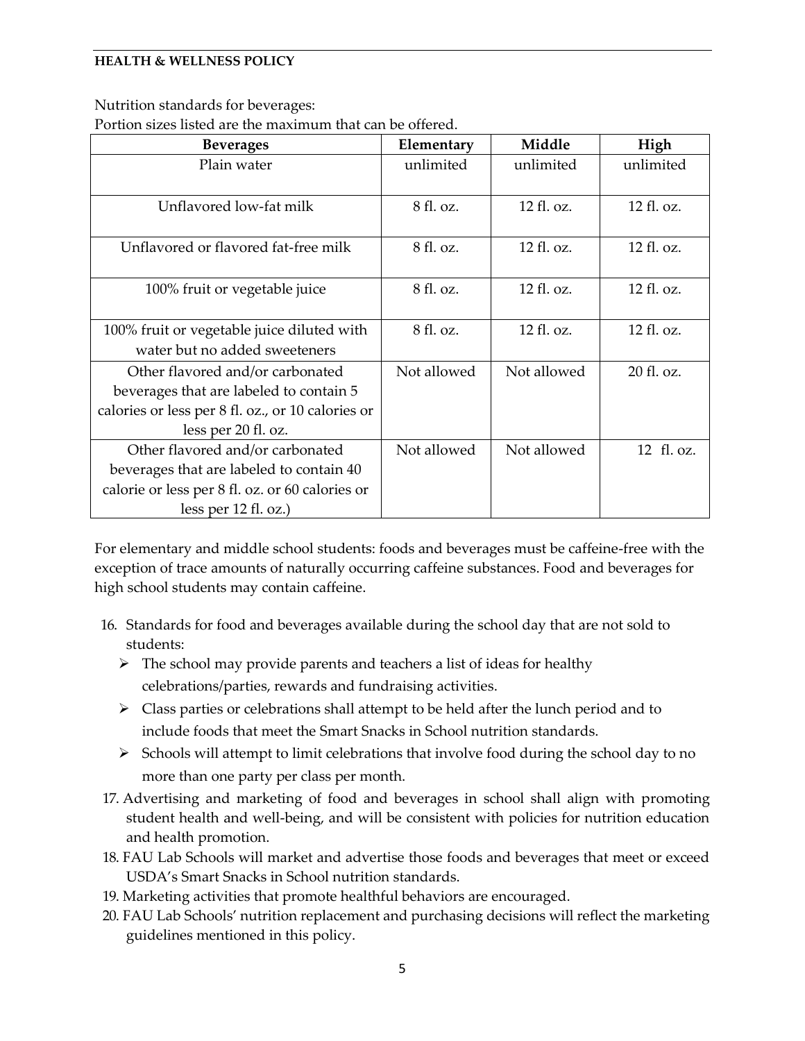Nutrition standards for beverages:

Portion sizes listed are the maximum that can be offered.

| Beverages | Elementary | Middle | High |
|---|---|---|---|
| Plain water | unlimited | unlimited | unlimited |
| Unflavored low-fat milk | 8 fl. oz. | 12 fl. oz. | 12 fl. oz. |
| Unflavored or flavored fat-free milk | 8 fl. oz. | 12 fl. oz. | 12 fl. oz. |
| 100% fruit or vegetable juice | 8 fl. oz. | 12 fl. oz. | 12 fl. oz. |
| 100% fruit or vegetable juice diluted with water but no added sweeteners | 8 fl. oz. | 12 fl. oz. | 12 fl. oz. |
| Other flavored and/or carbonated beverages that are labeled to contain 5 calories or less per 8 fl. oz., or 10 calories or less per 20 fl. oz. | Not allowed | Not allowed | 20 fl. oz. |
| Other flavored and/or carbonated beverages that are labeled to contain 40 calorie or less per 8 fl. oz. or 60 calories or less per 12 fl. oz.) | Not allowed | Not allowed | 12 fl. oz. |

For elementary and middle school students: foods and beverages must be caffeine-free with the exception of trace amounts of naturally occurring caffeine substances. Food and beverages for high school students may contain caffeine.

16. Standards for food and beverages available during the school day that are not sold to students:
    - The school may provide parents and teachers a list of ideas for healthy celebrations/parties, rewards and fundraising activities.
    - Class parties or celebrations shall attempt to be held after the lunch period and to include foods that meet the Smart Snacks in School nutrition standards.
    - Schools will attempt to limit celebrations that involve food during the school day to no more than one party per class per month.
17. Advertising and marketing of food and beverages in school shall align with promoting student health and well-being, and will be consistent with policies for nutrition education and health promotion.
18. FAU Lab Schools will market and advertise those foods and beverages that meet or exceed USDA's Smart Snacks in School nutrition standards.
19. Marketing activities that promote healthful behaviors are encouraged.
20. FAU Lab Schools' nutrition replacement and purchasing decisions will reflect the marketing guidelines mentioned in this policy.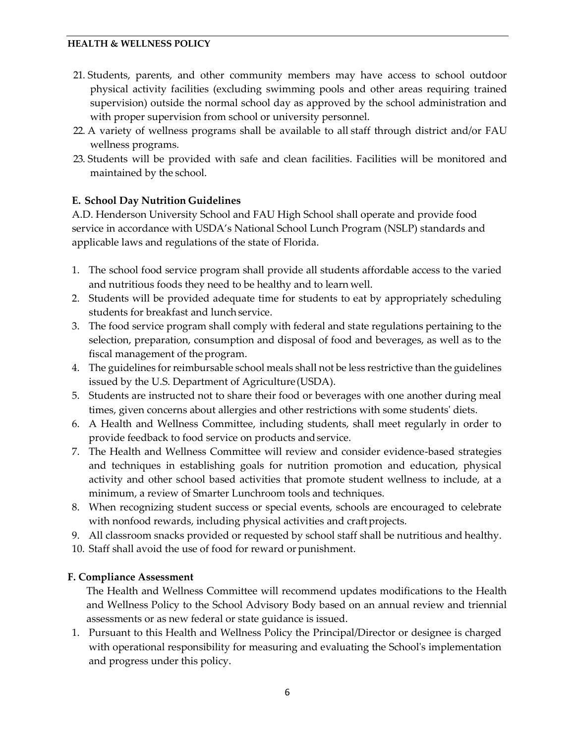21. Students, parents, and other community members may have access to school outdoor physical activity facilities (excluding swimming pools and other areas requiring trained supervision) outside the normal school day as approved by the school administration and with proper supervision from school or university personnel.
22. A variety of wellness programs shall be available to all staff through district and/or FAU wellness programs.
23. Students will be provided with safe and clean facilities. Facilities will be monitored and maintained by the school.

### E. School Day Nutrition Guidelines

A.D. Henderson University School and FAU High School shall operate and provide food service in accordance with USDA's National School Lunch Program (NSLP) standards and applicable laws and regulations of the state of Florida.

1. The school food service program shall provide all students affordable access to the varied and nutritious foods they need to be healthy and to learn well.
2. Students will be provided adequate time for students to eat by appropriately scheduling students for breakfast and lunch service.
3. The food service program shall comply with federal and state regulations pertaining to the selection, preparation, consumption and disposal of food and beverages, as well as to the fiscal management of the program.
4. The guidelines for reimbursable school meals shall not be less restrictive than the guidelines issued by the U.S. Department of Agriculture (USDA).
5. Students are instructed not to share their food or beverages with one another during meal times, given concerns about allergies and other restrictions with some students' diets.
6. A Health and Wellness Committee, including students, shall meet regularly in order to provide feedback to food service on products and service.
7. The Health and Wellness Committee will review and consider evidence-based strategies and techniques in establishing goals for nutrition promotion and education, physical activity and other school based activities that promote student wellness to include, at a minimum, a review of Smarter Lunchroom tools and techniques.
8. When recognizing student success or special events, schools are encouraged to celebrate with nonfood rewards, including physical activities and craft projects.
9. All classroom snacks provided or requested by school staff shall be nutritious and healthy.
10. Staff shall avoid the use of food for reward or punishment.

### F. Compliance Assessment

The Health and Wellness Committee will recommend updates modifications to the Health and Wellness Policy to the School Advisory Body based on an annual review and triennial assessments or as new federal or state guidance is issued.

1. Pursuant to this Health and Wellness Policy the Principal/Director or designee is charged with operational responsibility for measuring and evaluating the School's implementation and progress under this policy.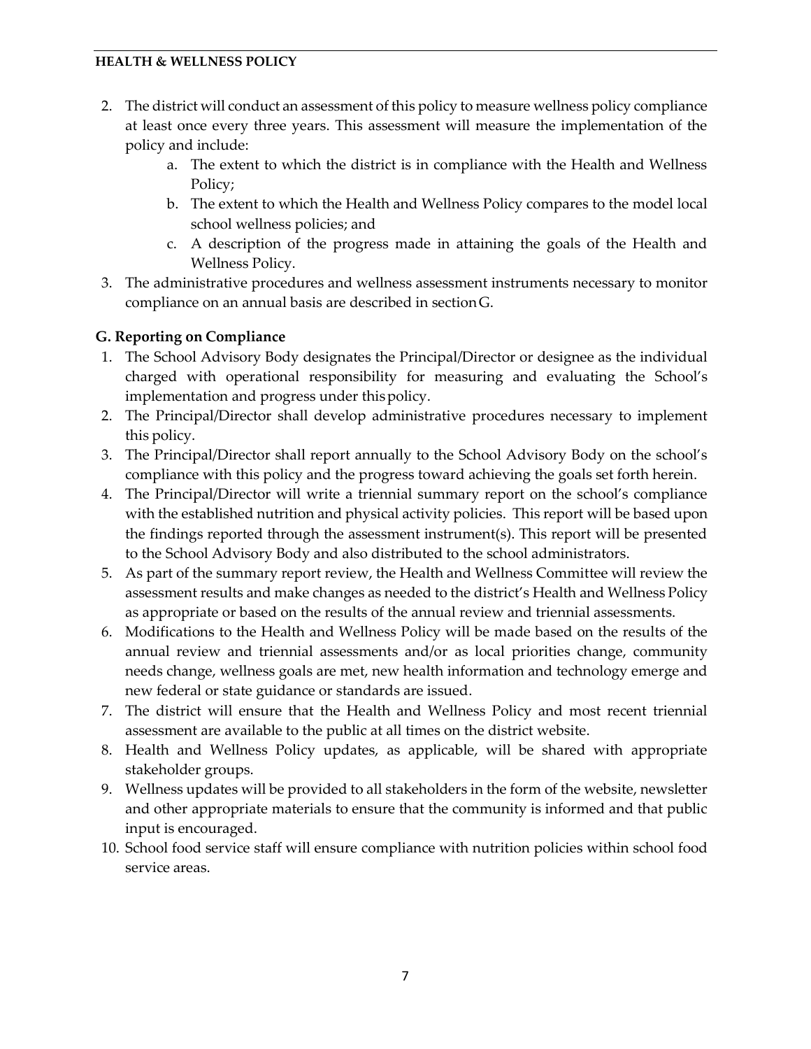2. The district will conduct an assessment of this policy to measure wellness policy compliance at least once every three years. This assessment will measure the implementation of the policy and include:
    a. The extent to which the district is in compliance with the Health and Wellness Policy;
    b. The extent to which the Health and Wellness Policy compares to the model local school wellness policies; and
    c. A description of the progress made in attaining the goals of the Health and Wellness Policy.
3. The administrative procedures and wellness assessment instruments necessary to monitor compliance on an annual basis are described in section G.

**G. Reporting on Compliance**

1. The School Advisory Body designates the Principal/Director or designee as the individual charged with operational responsibility for measuring and evaluating the School's implementation and progress under this policy.
2. The Principal/Director shall develop administrative procedures necessary to implement this policy.
3. The Principal/Director shall report annually to the School Advisory Body on the school's compliance with this policy and the progress toward achieving the goals set forth herein.
4. The Principal/Director will write a triennial summary report on the school's compliance with the established nutrition and physical activity policies. This report will be based upon the findings reported through the assessment instrument(s). This report will be presented to the School Advisory Body and also distributed to the school administrators.
5. As part of the summary report review, the Health and Wellness Committee will review the assessment results and make changes as needed to the district's Health and Wellness Policy as appropriate or based on the results of the annual review and triennial assessments.
6. Modifications to the Health and Wellness Policy will be made based on the results of the annual review and triennial assessments and/or as local priorities change, community needs change, wellness goals are met, new health information and technology emerge and new federal or state guidance or standards are issued.
7. The district will ensure that the Health and Wellness Policy and most recent triennial assessment are available to the public at all times on the district website.
8. Health and Wellness Policy updates, as applicable, will be shared with appropriate stakeholder groups.
9. Wellness updates will be provided to all stakeholders in the form of the website, newsletter and other appropriate materials to ensure that the community is informed and that public input is encouraged.
10. School food service staff will ensure compliance with nutrition policies within school food service areas.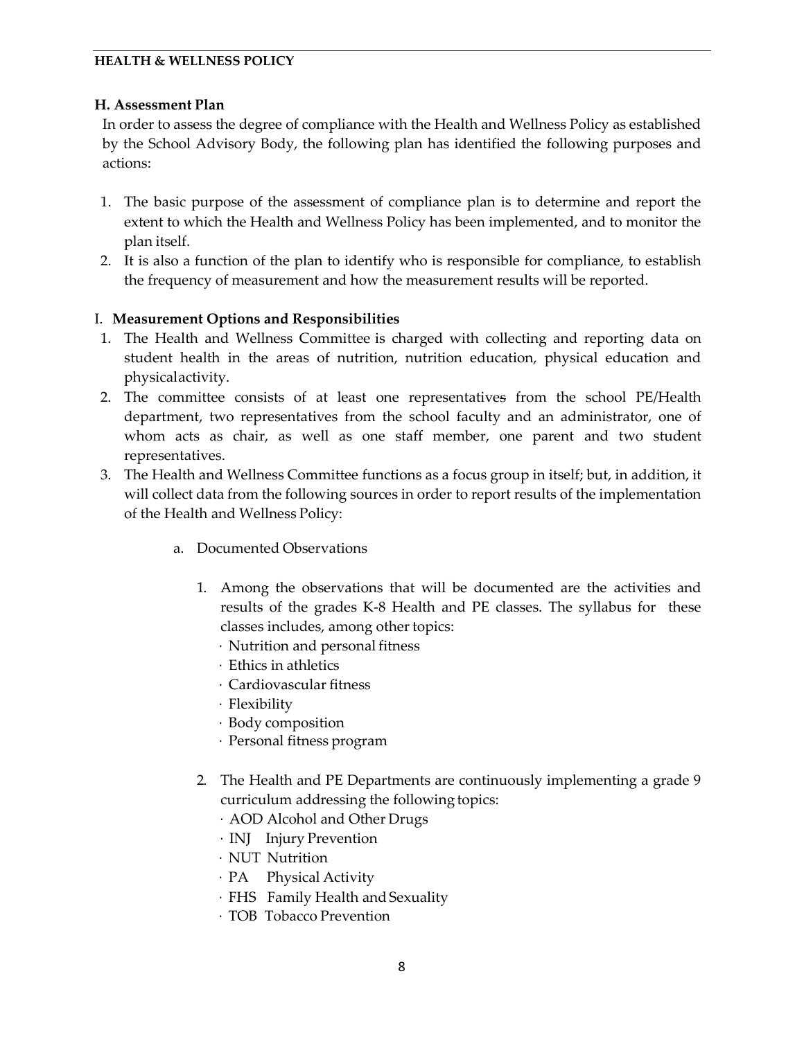## H. Assessment Plan

In order to assess the degree of compliance with the Health and Wellness Policy as established by the School Advisory Body, the following plan has identified the following purposes and actions:

1. The basic purpose of the assessment of compliance plan is to determine and report the extent to which the Health and Wellness Policy has been implemented, and to monitor the plan itself.
2. It is also a function of the plan to identify who is responsible for compliance, to establish the frequency of measurement and how the measurement results will be reported.

## I. Measurement Options and Responsibilities

1. The Health and Wellness Committee is charged with collecting and reporting data on student health in the areas of nutrition, nutrition education, physical education and physicalactivity.
2. The committee consists of at least one representatives from the school PE/Health department, two representatives from the school faculty and an administrator, one of whom acts as chair, as well as one staff member, one parent and two student representatives.
3. The Health and Wellness Committee functions as a focus group in itself; but, in addition, it will collect data from the following sources in order to report results of the implementation of the Health and Wellness Policy:

    a. Documented Observations

    1. Among the observations that will be documented are the activities and results of the grades K-8 Health and PE classes. The syllabus for these classes includes, among other topics:
        - Nutrition and personal fitness
        - Ethics in athletics
        - Cardiovascular fitness
        - Flexibility
        - Body composition
        - Personal fitness program

    2. The Health and PE Departments are continuously implementing a grade 9 curriculum addressing the following topics:
        - AOD Alcohol and Other Drugs
        - INJ Injury Prevention
        - NUT Nutrition
        - PA Physical Activity
        - FHS Family Health and Sexuality
        - TOB Tobacco Prevention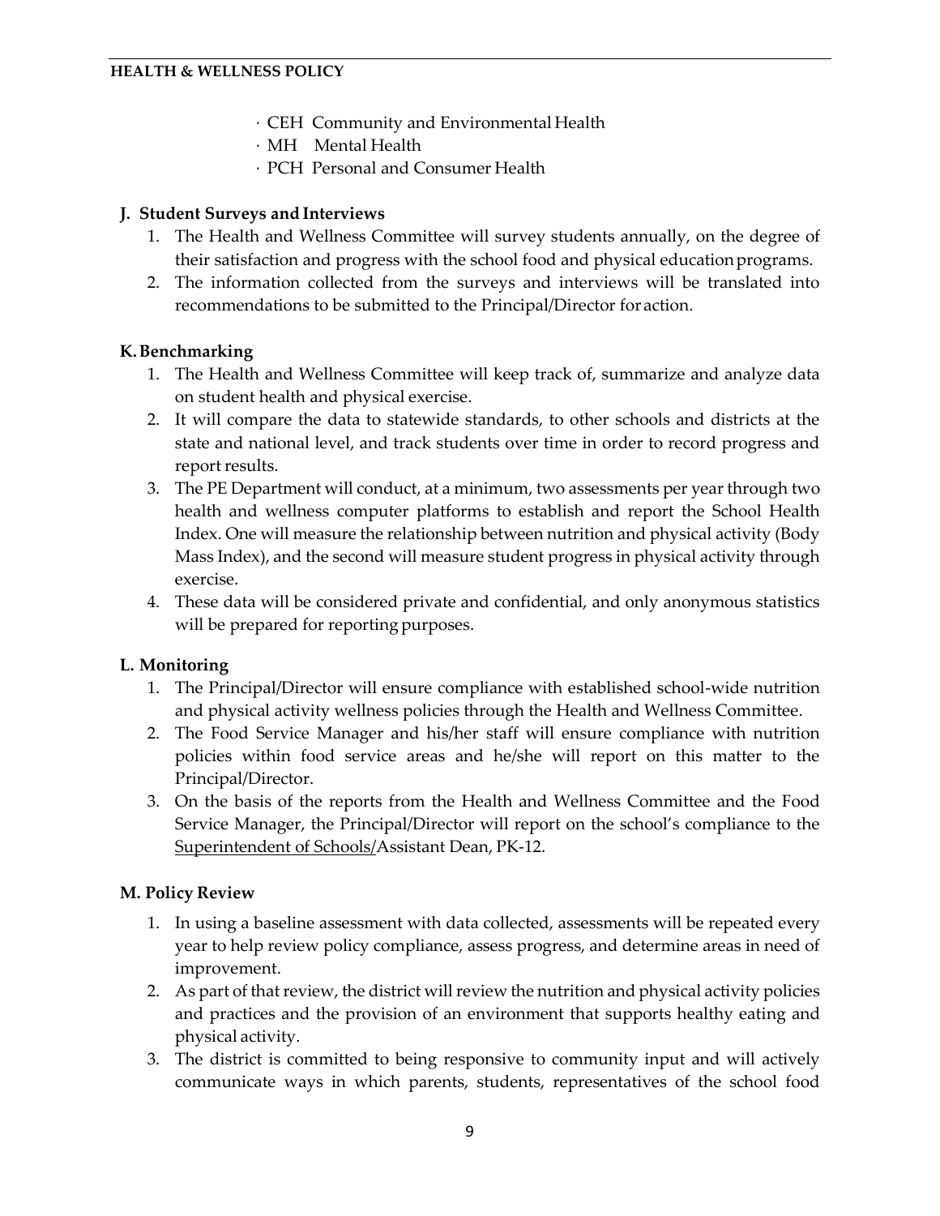- CEH Community and Environmental Health
- MH Mental Health
- PCH Personal and Consumer Health

**J. Student Surveys and Interviews**

1. The Health and Wellness Committee will survey students annually, on the degree of their satisfaction and progress with the school food and physical education programs.
2. The information collected from the surveys and interviews will be translated into recommendations to be submitted to the Principal/Director for action.

**K. Benchmarking**

1. The Health and Wellness Committee will keep track of, summarize and analyze data on student health and physical exercise.
2. It will compare the data to statewide standards, to other schools and districts at the state and national level, and track students over time in order to record progress and report results.
3. The PE Department will conduct, at a minimum, two assessments per year through two health and wellness computer platforms to establish and report the School Health Index. One will measure the relationship between nutrition and physical activity (Body Mass Index), and the second will measure student progress in physical activity through exercise.
4. These data will be considered private and confidential, and only anonymous statistics will be prepared for reporting purposes.

**L. Monitoring**

1. The Principal/Director will ensure compliance with established school-wide nutrition and physical activity wellness policies through the Health and Wellness Committee.
2. The Food Service Manager and his/her staff will ensure compliance with nutrition policies within food service areas and he/she will report on this matter to the Principal/Director.
3. On the basis of the reports from the Health and Wellness Committee and the Food Service Manager, the Principal/Director will report on the school's compliance to the Superintendent of Schools/Assistant Dean, PK-12.

**M. Policy Review**

1. In using a baseline assessment with data collected, assessments will be repeated every year to help review policy compliance, assess progress, and determine areas in need of improvement.
2. As part of that review, the district will review the nutrition and physical activity policies and practices and the provision of an environment that supports healthy eating and physical activity.
3. The district is committed to being responsive to community input and will actively communicate ways in which parents, students, representatives of the school food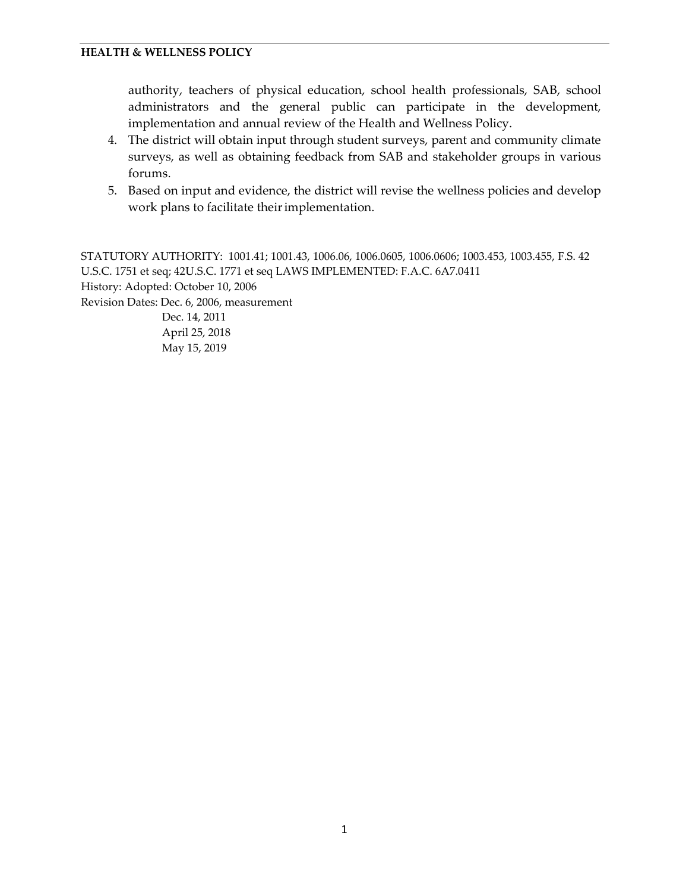authority, teachers of physical education, school health professionals, SAB, school administrators and the general public can participate in the development, implementation and annual review of the Health and Wellness Policy.

4. The district will obtain input through student surveys, parent and community climate surveys, as well as obtaining feedback from SAB and stakeholder groups in various forums.
5. Based on input and evidence, the district will revise the wellness policies and develop work plans to facilitate their implementation.

STATUTORY AUTHORITY: 1001.41; 1001.43, 1006.06, 1006.0605, 1006.0606; 1003.453, 1003.455, F.S. 42 U.S.C. 1751 et seq; 42U.S.C. 1771 et seq LAWS IMPLEMENTED: F.A.C. 6A7.0411

History: Adopted: October 10, 2006

Revision Dates: Dec. 6, 2006, measurement

Dec. 14, 2011

April 25, 2018

May 15, 2019